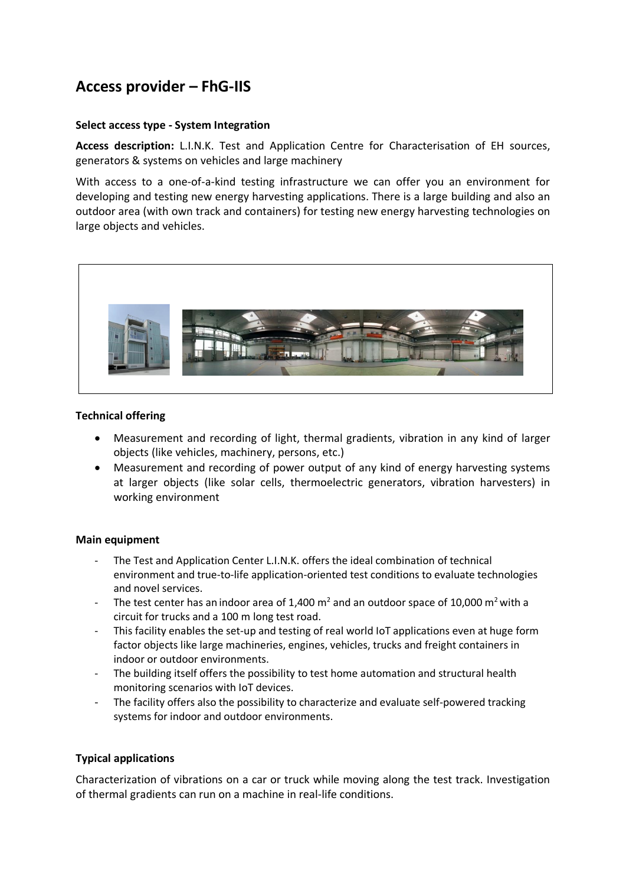# Access provider – FhG-IIS

**Select access type - System Integration**

**Access description:** L.I.N.K. Test and Application Centre for Characterisation of EH sources, generators & systems on vehicles and large machinery

With access to a one-of-a-kind testing infrastructure we can offer you an environment for developing and testing new energy harvesting applications. There is a large building and also an outdoor area (with own track and containers) for testing new energy harvesting technologies on large objects and vehicles.

**Technical offering**

- Measurement and recording of light, thermal gradients, vibration in any kind of larger objects (like vehicles, machinery, persons, etc.)
- Measurement and recording of power output of any kind of energy harvesting systems at larger objects (like solar cells, thermoelectric generators, vibration harvesters) in working environment

**Main equipment**

- The Test and Application Center L.I.N.K. offers the ideal combination of technical environment and true-to-life application-oriented test conditions to evaluate technologies and novel services.
- The test center has an indoor area of 1,400 $m^2$ and an outdoor space of 10,000 $m^2$ with a circuit for trucks and a 100 m long test road.
- This facility enables the set-up and testing of real world IoT applications even at huge form factor objects like large machineries, engines, vehicles, trucks and freight containers in indoor or outdoor environments.
- The building itself offers the possibility to test home automation and structural health monitoring scenarios with IoT devices.
- The facility offers also the possibility to characterize and evaluate self-powered tracking systems for indoor and outdoor environments.

**Typical applications**

Characterization of vibrations on a car or truck while moving along the test track. Investigation of thermal gradients can run on a machine in real-life conditions.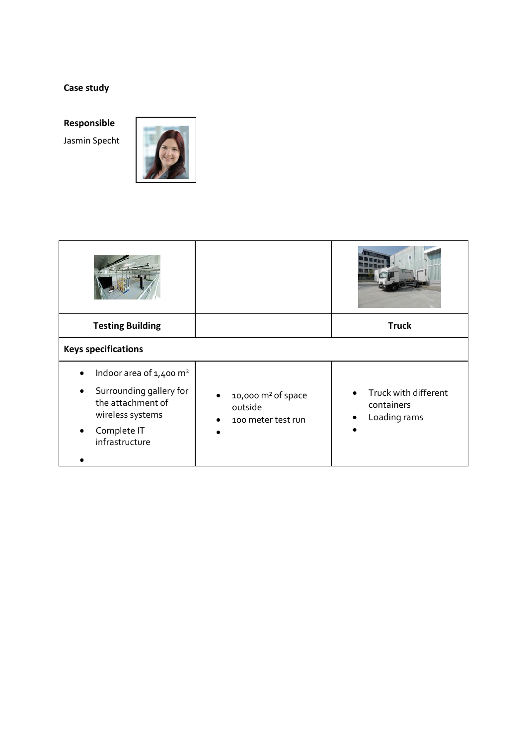**Case study**

**Responsible**

Jasmin Specht

| | | |
|---|---|---|
| | | |
| **Testing Building** | | **Truck** |
| **Keys specifications** | | |
| • Indoor area of 1,400 m²<br>• Surrounding gallery for the attachment of wireless systems<br>• Complete IT infrastructure<br>• | • 10,000 m² of space outside<br>• 100 meter test run<br>• | • Truck with different containers<br>• Loading rams<br>• |